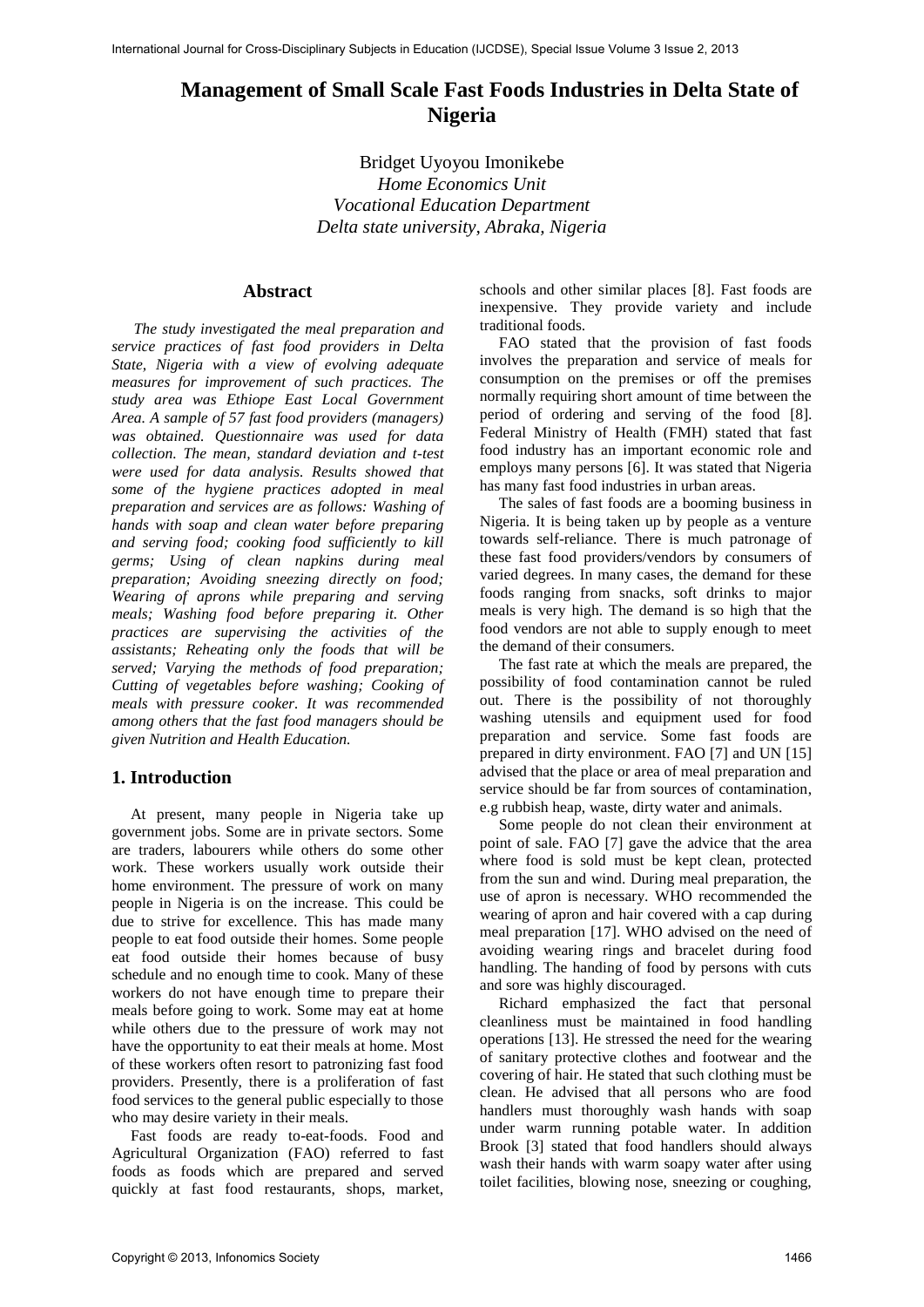# Management of Small Scale Fast Foods Industries in Delta State of Nigeria

Bridget Uyoyou Imonikebe
*Home Economics Unit*
*Vocational Education Department*
*Delta state university, Abraka, Nigeria*

## Abstract

*The study investigated the meal preparation and service practices of fast food providers in Delta State, Nigeria with a view of evolving adequate measures for improvement of such practices. The study area was Ethiope East Local Government Area. A sample of 57 fast food providers (managers) was obtained. Questionnaire was used for data collection. The mean, standard deviation and t-test were used for data analysis. Results showed that some of the hygiene practices adopted in meal preparation and services are as follows: Washing of hands with soap and clean water before preparing and serving food; cooking food sufficiently to kill germs; Using of clean napkins during meal preparation; Avoiding sneezing directly on food; Wearing of aprons while preparing and serving meals; Washing food before preparing it. Other practices are supervising the activities of the assistants; Reheating only the foods that will be served; Varying the methods of food preparation; Cutting of vegetables before washing; Cooking of meals with pressure cooker. It was recommended among others that the fast food managers should be given Nutrition and Health Education.*

## 1. Introduction

At present, many people in Nigeria take up government jobs. Some are in private sectors. Some are traders, labourers while others do some other work. These workers usually work outside their home environment. The pressure of work on many people in Nigeria is on the increase. This could be due to strive for excellence. This has made many people to eat food outside their homes. Some people eat food outside their homes because of busy schedule and no enough time to cook. Many of these workers do not have enough time to prepare their meals before going to work. Some may eat at home while others due to the pressure of work may not have the opportunity to eat their meals at home. Most of these workers often resort to patronizing fast food providers. Presently, there is a proliferation of fast food services to the general public especially to those who may desire variety in their meals.

Fast foods are ready to-eat-foods. Food and Agricultural Organization (FAO) referred to fast foods as foods which are prepared and served quickly at fast food restaurants, shops, market, schools and other similar places [8]. Fast foods are inexpensive. They provide variety and include traditional foods.

FAO stated that the provision of fast foods involves the preparation and service of meals for consumption on the premises or off the premises normally requiring short amount of time between the period of ordering and serving of the food [8]. Federal Ministry of Health (FMH) stated that fast food industry has an important economic role and employs many persons [6]. It was stated that Nigeria has many fast food industries in urban areas.

The sales of fast foods are a booming business in Nigeria. It is being taken up by people as a venture towards self-reliance. There is much patronage of these fast food providers/vendors by consumers of varied degrees. In many cases, the demand for these foods ranging from snacks, soft drinks to major meals is very high. The demand is so high that the food vendors are not able to supply enough to meet the demand of their consumers.

The fast rate at which the meals are prepared, the possibility of food contamination cannot be ruled out. There is the possibility of not thoroughly washing utensils and equipment used for food preparation and service. Some fast foods are prepared in dirty environment. FAO [7] and UN [15] advised that the place or area of meal preparation and service should be far from sources of contamination, e.g rubbish heap, waste, dirty water and animals.

Some people do not clean their environment at point of sale. FAO [7] gave the advice that the area where food is sold must be kept clean, protected from the sun and wind. During meal preparation, the use of apron is necessary. WHO recommended the wearing of apron and hair covered with a cap during meal preparation [17]. WHO advised on the need of avoiding wearing rings and bracelet during food handling. The handing of food by persons with cuts and sore was highly discouraged.

Richard emphasized the fact that personal cleanliness must be maintained in food handling operations [13]. He stressed the need for the wearing of sanitary protective clothes and footwear and the covering of hair. He stated that such clothing must be clean. He advised that all persons who are food handlers must thoroughly wash hands with soap under warm running potable water. In addition Brook [3] stated that food handlers should always wash their hands with warm soapy water after using toilet facilities, blowing nose, sneezing or coughing,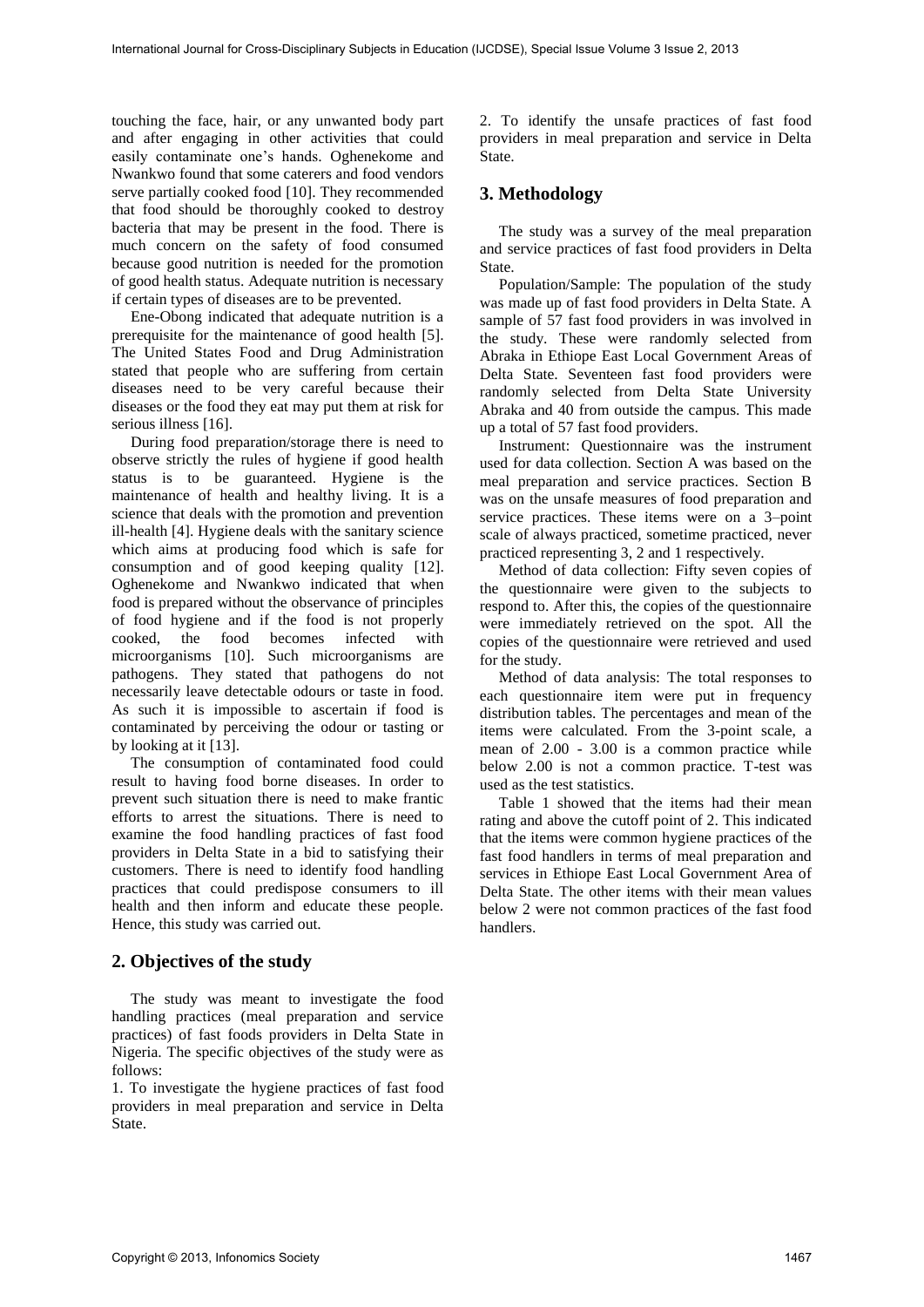touching the face, hair, or any unwanted body part and after engaging in other activities that could easily contaminate one's hands. Oghenekome and Nwankwo found that some caterers and food vendors serve partially cooked food [10]. They recommended that food should be thoroughly cooked to destroy bacteria that may be present in the food. There is much concern on the safety of food consumed because good nutrition is needed for the promotion of good health status. Adequate nutrition is necessary if certain types of diseases are to be prevented.

Ene-Obong indicated that adequate nutrition is a prerequisite for the maintenance of good health [5]. The United States Food and Drug Administration stated that people who are suffering from certain diseases need to be very careful because their diseases or the food they eat may put them at risk for serious illness [16].

During food preparation/storage there is need to observe strictly the rules of hygiene if good health status is to be guaranteed. Hygiene is the maintenance of health and healthy living. It is a science that deals with the promotion and prevention ill-health [4]. Hygiene deals with the sanitary science which aims at producing food which is safe for consumption and of good keeping quality [12]. Oghenekome and Nwankwo indicated that when food is prepared without the observance of principles of food hygiene and if the food is not properly cooked, the food becomes infected with microorganisms [10]. Such microorganisms are pathogens. They stated that pathogens do not necessarily leave detectable odours or taste in food. As such it is impossible to ascertain if food is contaminated by perceiving the odour or tasting or by looking at it [13].

The consumption of contaminated food could result to having food borne diseases. In order to prevent such situation there is need to make frantic efforts to arrest the situations. There is need to examine the food handling practices of fast food providers in Delta State in a bid to satisfying their customers. There is need to identify food handling practices that could predispose consumers to ill health and then inform and educate these people. Hence, this study was carried out.

## 2. Objectives of the study

The study was meant to investigate the food handling practices (meal preparation and service practices) of fast foods providers in Delta State in Nigeria. The specific objectives of the study were as follows:

1. To investigate the hygiene practices of fast food providers in meal preparation and service in Delta State.
2. To identify the unsafe practices of fast food providers in meal preparation and service in Delta State.

## 3. Methodology

The study was a survey of the meal preparation and service practices of fast food providers in Delta State.

Population/Sample: The population of the study was made up of fast food providers in Delta State. A sample of 57 fast food providers in was involved in the study. These were randomly selected from Abraka in Ethiope East Local Government Areas of Delta State. Seventeen fast food providers were randomly selected from Delta State University Abraka and 40 from outside the campus. This made up a total of 57 fast food providers.

Instrument: Questionnaire was the instrument used for data collection. Section A was based on the meal preparation and service practices. Section B was on the unsafe measures of food preparation and service practices. These items were on a 3–point scale of always practiced, sometime practiced, never practiced representing 3, 2 and 1 respectively.

Method of data collection: Fifty seven copies of the questionnaire were given to the subjects to respond to. After this, the copies of the questionnaire were immediately retrieved on the spot. All the copies of the questionnaire were retrieved and used for the study.

Method of data analysis: The total responses to each questionnaire item were put in frequency distribution tables. The percentages and mean of the items were calculated. From the 3-point scale, a mean of 2.00 - 3.00 is a common practice while below 2.00 is not a common practice. T-test was used as the test statistics.

Table 1 showed that the items had their mean rating and above the cutoff point of 2. This indicated that the items were common hygiene practices of the fast food handlers in terms of meal preparation and services in Ethiope East Local Government Area of Delta State. The other items with their mean values below 2 were not common practices of the fast food handlers.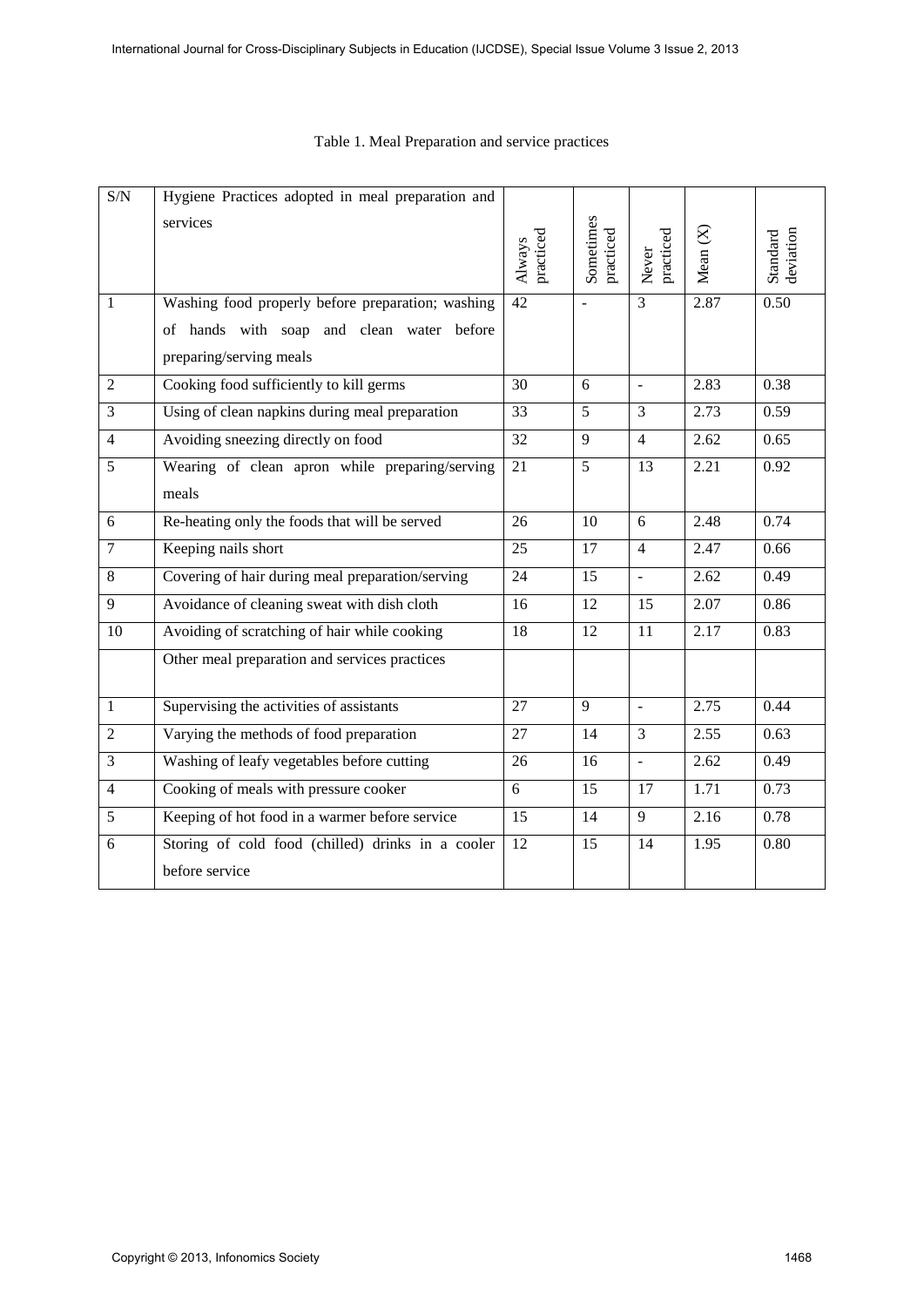Table 1. Meal Preparation and service practices

| S/N | Hygiene Practices adopted in meal preparation and services | Always practiced | Sometimes practiced | Never practiced | Mean (X) | Standard deviation |
|---|---|---|---|---|---|---|
| 1 | Washing food properly before preparation; washing of hands with soap and clean water before preparing/serving meals | 42 | - | 3 | 2.87 | 0.50 |
| 2 | Cooking food sufficiently to kill germs | 30 | 6 | - | 2.83 | 0.38 |
| 3 | Using of clean napkins during meal preparation | 33 | 5 | 3 | 2.73 | 0.59 |
| 4 | Avoiding sneezing directly on food | 32 | 9 | 4 | 2.62 | 0.65 |
| 5 | Wearing of clean apron while preparing/serving meals | 21 | 5 | 13 | 2.21 | 0.92 |
| 6 | Re-heating only the foods that will be served | 26 | 10 | 6 | 2.48 | 0.74 |
| 7 | Keeping nails short | 25 | 17 | 4 | 2.47 | 0.66 |
| 8 | Covering of hair during meal preparation/serving | 24 | 15 | - | 2.62 | 0.49 |
| 9 | Avoidance of cleaning sweat with dish cloth | 16 | 12 | 15 | 2.07 | 0.86 |
| 10 | Avoiding of scratching of hair while cooking | 18 | 12 | 11 | 2.17 | 0.83 |
| | Other meal preparation and services practices | | | | | |
| 1 | Supervising the activities of assistants | 27 | 9 | - | 2.75 | 0.44 |
| 2 | Varying the methods of food preparation | 27 | 14 | 3 | 2.55 | 0.63 |
| 3 | Washing of leafy vegetables before cutting | 26 | 16 | - | 2.62 | 0.49 |
| 4 | Cooking of meals with pressure cooker | 6 | 15 | 17 | 1.71 | 0.73 |
| 5 | Keeping of hot food in a warmer before service | 15 | 14 | 9 | 2.16 | 0.78 |
| 6 | Storing of cold food (chilled) drinks in a cooler before service | 12 | 15 | 14 | 1.95 | 0.80 |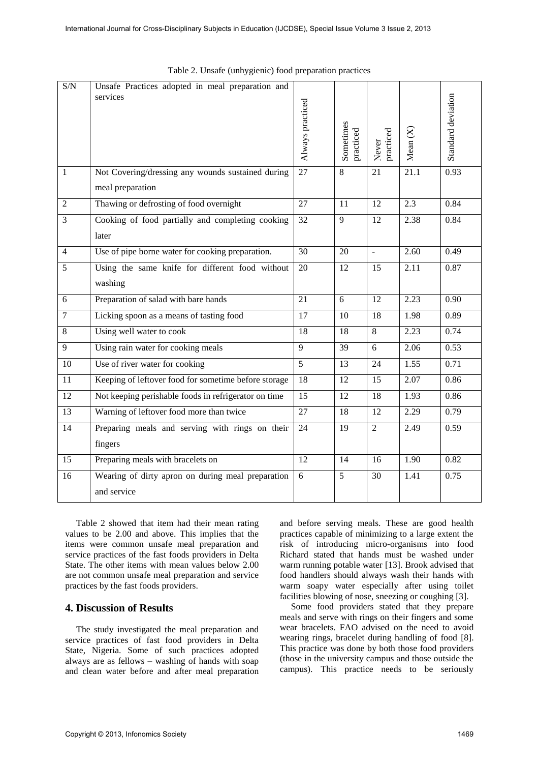Table 2. Unsafe (unhygienic) food preparation practices

| S/N | Unsafe Practices adopted in meal preparation and services | Always practiced | Sometimes practiced | Never practiced | Mean (X) | Standard deviation |
|---|---|---|---|---|---|---|
| 1 | Not Covering/dressing any wounds sustained during meal preparation | 27 | 8 | 21 | 21.1 | 0.93 |
| 2 | Thawing or defrosting of food overnight | 27 | 11 | 12 | 2.3 | 0.84 |
| 3 | Cooking of food partially and completing cooking later | 32 | 9 | 12 | 2.38 | 0.84 |
| 4 | Use of pipe borne water for cooking preparation. | 30 | 20 | - | 2.60 | 0.49 |
| 5 | Using the same knife for different food without washing | 20 | 12 | 15 | 2.11 | 0.87 |
| 6 | Preparation of salad with bare hands | 21 | 6 | 12 | 2.23 | 0.90 |
| 7 | Licking spoon as a means of tasting food | 17 | 10 | 18 | 1.98 | 0.89 |
| 8 | Using well water to cook | 18 | 18 | 8 | 2.23 | 0.74 |
| 9 | Using rain water for cooking meals | 9 | 39 | 6 | 2.06 | 0.53 |
| 10 | Use of river water for cooking | 5 | 13 | 24 | 1.55 | 0.71 |
| 11 | Keeping of leftover food for sometime before storage | 18 | 12 | 15 | 2.07 | 0.86 |
| 12 | Not keeping perishable foods in refrigerator on time | 15 | 12 | 18 | 1.93 | 0.86 |
| 13 | Warning of leftover food more than twice | 27 | 18 | 12 | 2.29 | 0.79 |
| 14 | Preparing meals and serving with rings on their fingers | 24 | 19 | 2 | 2.49 | 0.59 |
| 15 | Preparing meals with bracelets on | 12 | 14 | 16 | 1.90 | 0.82 |
| 16 | Wearing of dirty apron on during meal preparation and service | 6 | 5 | 30 | 1.41 | 0.75 |

Table 2 showed that item had their mean rating values to be 2.00 and above. This implies that the items were common unsafe meal preparation and service practices of the fast foods providers in Delta State. The other items with mean values below 2.00 are not common unsafe meal preparation and service practices by the fast foods providers.

## 4. Discussion of Results

The study investigated the meal preparation and service practices of fast food providers in Delta State, Nigeria. Some of such practices adopted always are as fellows – washing of hands with soap and clean water before and after meal preparation and before serving meals. These are good health practices capable of minimizing to a large extent the risk of introducing micro-organisms into food Richard stated that hands must be washed under warm running potable water [13]. Brook advised that food handlers should always wash their hands with warm soapy water especially after using toilet facilities blowing of nose, sneezing or coughing [3].

Some food providers stated that they prepare meals and serve with rings on their fingers and some wear bracelets. FAO advised on the need to avoid wearing rings, bracelet during handling of food [8]. This practice was done by both those food providers (those in the university campus and those outside the campus). This practice needs to be seriously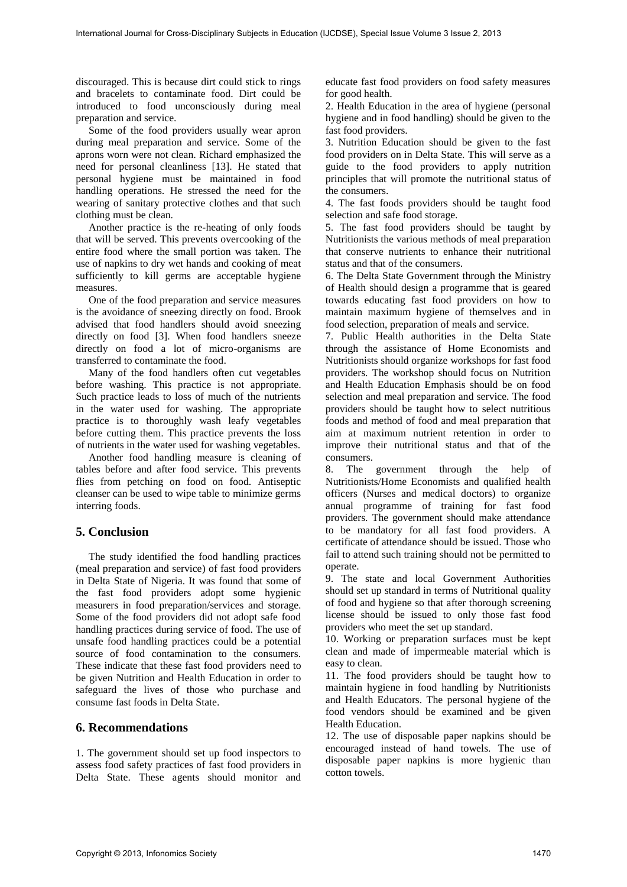discouraged. This is because dirt could stick to rings and bracelets to contaminate food. Dirt could be introduced to food unconsciously during meal preparation and service.

Some of the food providers usually wear apron during meal preparation and service. Some of the aprons worn were not clean. Richard emphasized the need for personal cleanliness [13]. He stated that personal hygiene must be maintained in food handling operations. He stressed the need for the wearing of sanitary protective clothes and that such clothing must be clean.

Another practice is the re-heating of only foods that will be served. This prevents overcooking of the entire food where the small portion was taken. The use of napkins to dry wet hands and cooking of meat sufficiently to kill germs are acceptable hygiene measures.

One of the food preparation and service measures is the avoidance of sneezing directly on food. Brook advised that food handlers should avoid sneezing directly on food [3]. When food handlers sneeze directly on food a lot of micro-organisms are transferred to contaminate the food.

Many of the food handlers often cut vegetables before washing. This practice is not appropriate. Such practice leads to loss of much of the nutrients in the water used for washing. The appropriate practice is to thoroughly wash leafy vegetables before cutting them. This practice prevents the loss of nutrients in the water used for washing vegetables.

Another food handling measure is cleaning of tables before and after food service. This prevents flies from petching on food on food. Antiseptic cleanser can be used to wipe table to minimize germs interring foods.

## 5. Conclusion

The study identified the food handling practices (meal preparation and service) of fast food providers in Delta State of Nigeria. It was found that some of the fast food providers adopt some hygienic measurers in food preparation/services and storage. Some of the food providers did not adopt safe food handling practices during service of food. The use of unsafe food handling practices could be a potential source of food contamination to the consumers. These indicate that these fast food providers need to be given Nutrition and Health Education in order to safeguard the lives of those who purchase and consume fast foods in Delta State.

## 6. Recommendations

1. The government should set up food inspectors to assess food safety practices of fast food providers in Delta State. These agents should monitor and educate fast food providers on food safety measures for good health.
2. Health Education in the area of hygiene (personal hygiene and in food handling) should be given to the fast food providers.
3. Nutrition Education should be given to the fast food providers on in Delta State. This will serve as a guide to the food providers to apply nutrition principles that will promote the nutritional status of the consumers.
4. The fast foods providers should be taught food selection and safe food storage.
5. The fast food providers should be taught by Nutritionists the various methods of meal preparation that conserve nutrients to enhance their nutritional status and that of the consumers.
6. The Delta State Government through the Ministry of Health should design a programme that is geared towards educating fast food providers on how to maintain maximum hygiene of themselves and in food selection, preparation of meals and service.
7. Public Health authorities in the Delta State through the assistance of Home Economists and Nutritionists should organize workshops for fast food providers. The workshop should focus on Nutrition and Health Education Emphasis should be on food selection and meal preparation and service. The food providers should be taught how to select nutritious foods and method of food and meal preparation that aim at maximum nutrient retention in order to improve their nutritional status and that of the consumers.
8. The government through the help of Nutritionists/Home Economists and qualified health officers (Nurses and medical doctors) to organize annual programme of training for fast food providers. The government should make attendance to be mandatory for all fast food providers. A certificate of attendance should be issued. Those who fail to attend such training should not be permitted to operate.
9. The state and local Government Authorities should set up standard in terms of Nutritional quality of food and hygiene so that after thorough screening license should be issued to only those fast food providers who meet the set up standard.
10. Working or preparation surfaces must be kept clean and made of impermeable material which is easy to clean.
11. The food providers should be taught how to maintain hygiene in food handling by Nutritionists and Health Educators. The personal hygiene of the food vendors should be examined and be given Health Education.
12. The use of disposable paper napkins should be encouraged instead of hand towels. The use of disposable paper napkins is more hygienic than cotton towels.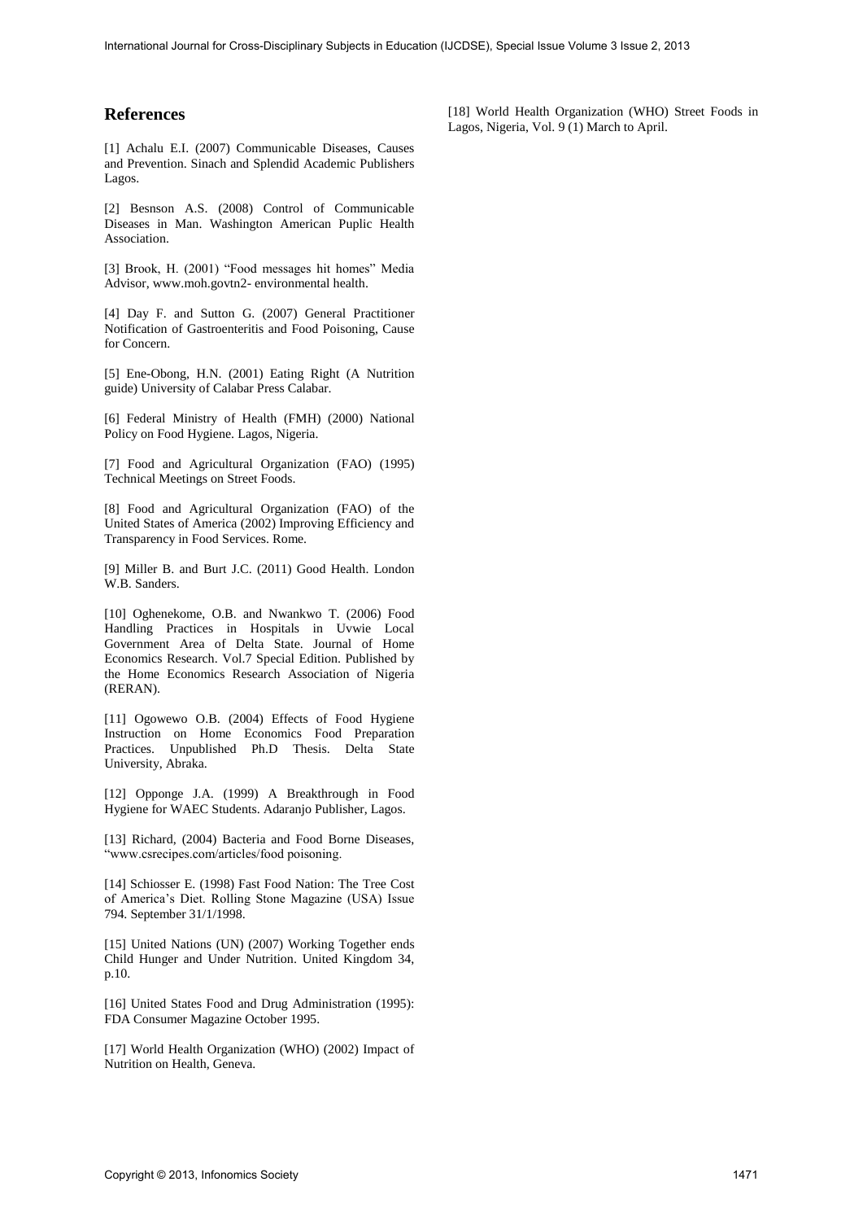## References

[1] Achalu E.I. (2007) Communicable Diseases, Causes and Prevention. Sinach and Splendid Academic Publishers Lagos.

[2] Besnson A.S. (2008) Control of Communicable Diseases in Man. Washington American Puplic Health Association.

[3] Brook, H. (2001) "Food messages hit homes" Media Advisor, www.moh.govtn2- environmental health.

[4] Day F. and Sutton G. (2007) General Practitioner Notification of Gastroenteritis and Food Poisoning, Cause for Concern.

[5] Ene-Obong, H.N. (2001) Eating Right (A Nutrition guide) University of Calabar Press Calabar.

[6] Federal Ministry of Health (FMH) (2000) National Policy on Food Hygiene. Lagos, Nigeria.

[7] Food and Agricultural Organization (FAO) (1995) Technical Meetings on Street Foods.

[8] Food and Agricultural Organization (FAO) of the United States of America (2002) Improving Efficiency and Transparency in Food Services. Rome.

[9] Miller B. and Burt J.C. (2011) Good Health. London W.B. Sanders.

[10] Oghenekome, O.B. and Nwankwo T. (2006) Food Handling Practices in Hospitals in Uvwie Local Government Area of Delta State. Journal of Home Economics Research. Vol.7 Special Edition. Published by the Home Economics Research Association of Nigeria (RERAN).

[11] Ogowewo O.B. (2004) Effects of Food Hygiene Instruction on Home Economics Food Preparation Practices. Unpublished Ph.D Thesis. Delta State University, Abraka.

[12] Opponge J.A. (1999) A Breakthrough in Food Hygiene for WAEC Students. Adaranjo Publisher, Lagos.

[13] Richard, (2004) Bacteria and Food Borne Diseases, "www.csrecipes.com/articles/food poisoning.

[14] Schiosser E. (1998) Fast Food Nation: The Tree Cost of America's Diet. Rolling Stone Magazine (USA) Issue 794. September 31/1/1998.

[15] United Nations (UN) (2007) Working Together ends Child Hunger and Under Nutrition. United Kingdom 34, p.10.

[16] United States Food and Drug Administration (1995): FDA Consumer Magazine October 1995.

[17] World Health Organization (WHO) (2002) Impact of Nutrition on Health, Geneva.

[18] World Health Organization (WHO) Street Foods in Lagos, Nigeria, Vol. 9 (1) March to April.